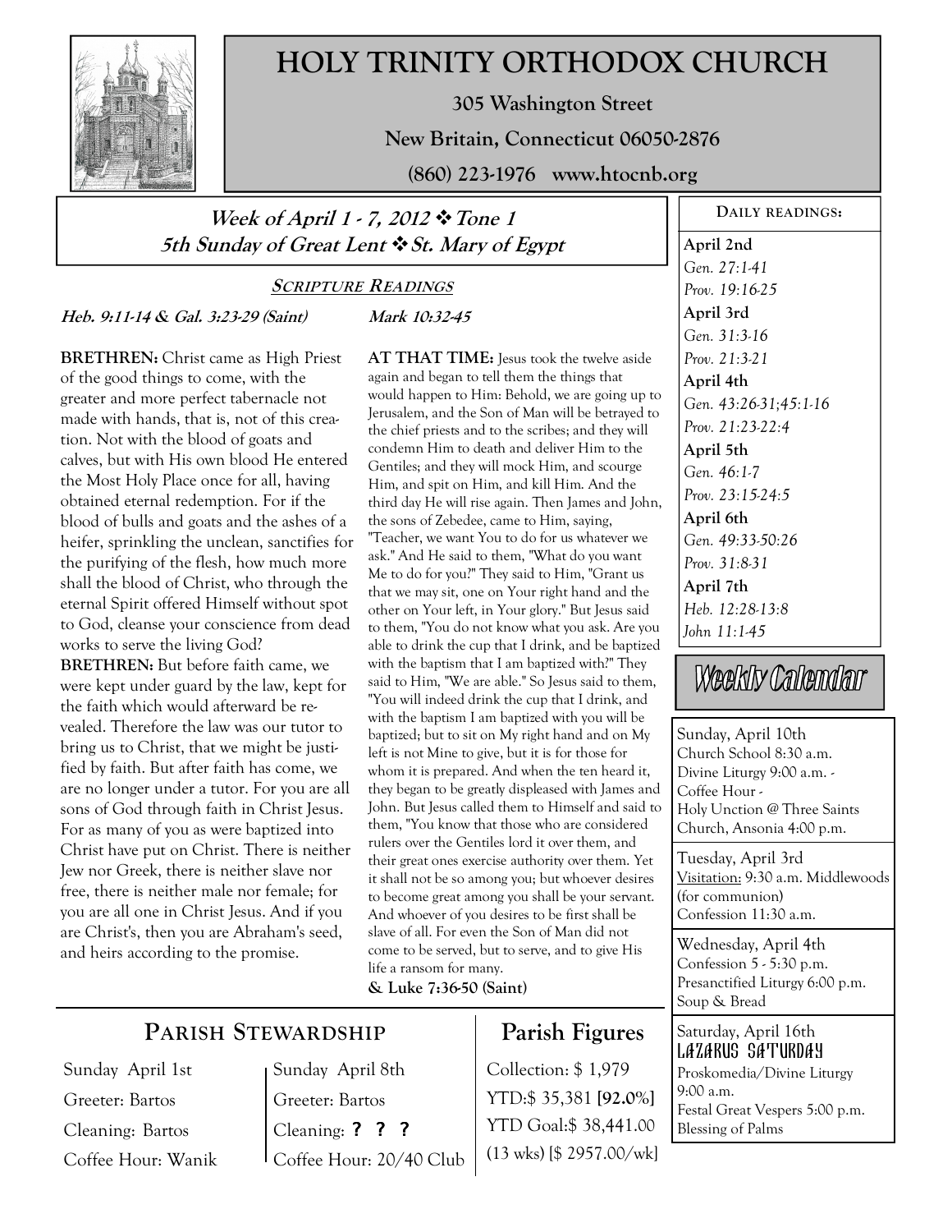# HOLY TRINITY ORTHODOX CHURCH

**305 Washington Street**

**New Britain, Connecticut 06050-2876**

**(860) 223-1976 www.htocnb.org**

## *Week of April 1 - 7, 2012 ❖ Tone 1*
## *5th Sunday of Great Lent ❖ St. Mary of Egypt*

### Scripture Readings

***Heb. 9:11-14 & Gal. 3:23-29 (Saint)***

**BRETHREN:** Christ came as High Priest of the good things to come, with the greater and more perfect tabernacle not made with hands, that is, not of this creation. Not with the blood of goats and calves, but with His own blood He entered the Most Holy Place once for all, having obtained eternal redemption. For if the blood of bulls and goats and the ashes of a heifer, sprinkling the unclean, sanctifies for the purifying of the flesh, how much more shall the blood of Christ, who through the eternal Spirit offered Himself without spot to God, cleanse your conscience from dead works to serve the living God?

**BRETHREN:** But before faith came, we were kept under guard by the law, kept for the faith which would afterward be revealed. Therefore the law was our tutor to bring us to Christ, that we might be justified by faith. But after faith has come, we are no longer under a tutor. For you are all sons of God through faith in Christ Jesus. For as many of you as were baptized into Christ have put on Christ. There is neither Jew nor Greek, there is neither slave nor free, there is neither male nor female; for you are all one in Christ Jesus. And if you are Christ's, then you are Abraham's seed, and heirs according to the promise.

***Mark 10:32-45***

**AT THAT TIME:** Jesus took the twelve aside again and began to tell them the things that would happen to Him: Behold, we are going up to Jerusalem, and the Son of Man will be betrayed to the chief priests and to the scribes; and they will condemn Him to death and deliver Him to the Gentiles; and they will mock Him, and scourge Him, and spit on Him, and kill Him. And the third day He will rise again. Then James and John, the sons of Zebedee, came to Him, saying, "Teacher, we want You to do for us whatever we ask." And He said to them, "What do you want Me to do for you?" They said to Him, "Grant us that we may sit, one on Your right hand and the other on Your left, in Your glory." But Jesus said to them, "You do not know what you ask. Are you able to drink the cup that I drink, and be baptized with the baptism that I am baptized with?" They said to Him, "We are able." So Jesus said to them, "You will indeed drink the cup that I drink, and with the baptism I am baptized with you will be baptized; but to sit on My right hand and on My left is not Mine to give, but it is for those for whom it is prepared. And when the ten heard it, they began to be greatly displeased with James and John. But Jesus called them to Himself and said to them, "You know that those who are considered rulers over the Gentiles lord it over them, and their great ones exercise authority over them. Yet it shall not be so among you; but whoever desires to become great among you shall be your servant. And whoever of you desires to be first shall be slave of all. For even the Son of Man did not come to be served, but to serve, and to give His life a ransom for many.

**& Luke 7:36-50 (Saint)**

### Daily readings:

**April 2nd**
*Gen. 27:1-41*
*Prov. 19:16-25*

**April 3rd**
*Gen. 31:3-16*
*Prov. 21:3-21*

**April 4th**
*Gen. 43:26-31;45:1-16*
*Prov. 21:23-22:4*

**April 5th**
*Gen. 46:1-7*
*Prov. 23:15-24:5*

**April 6th**
*Gen. 49:33-50:26*
*Prov. 31:8-31*

**April 7th**
*Heb. 12:28-13:8*
*John 11:1-45*

### Weekly Calendar

Sunday, April 10th
Church School 8:30 a.m.
Divine Liturgy 9:00 a.m. -
Coffee Hour -
Holy Unction @ Three Saints Church, Ansonia 4:00 p.m.

Tuesday, April 3rd
Visitation: 9:30 a.m. Middlewoods (for communion)
Confession 11:30 a.m.

Wednesday, April 4th
Confession 5 - 5:30 p.m.
Presanctified Liturgy 6:00 p.m.
Soup & Bread

Saturday, April 16th
LAZARUS SATURDAY
Proskomedia/Divine Liturgy 9:00 a.m.
Festal Great Vespers 5:00 p.m.
Blessing of Palms

## Parish Stewardship

| Sunday April 1st | Sunday April 8th |
|---|---|
| Greeter: Bartos | Greeter: Bartos |
| Cleaning: Bartos | Cleaning: **? ? ?** |
| Coffee Hour: Wanik | Coffee Hour: 20/40 Club |

## Parish Figures

Collection: $ 1,979
YTD:$ 35,381 **[92.0%]**
YTD Goal:$ 38,441.00
(13 wks) [$ 2957.00/wk]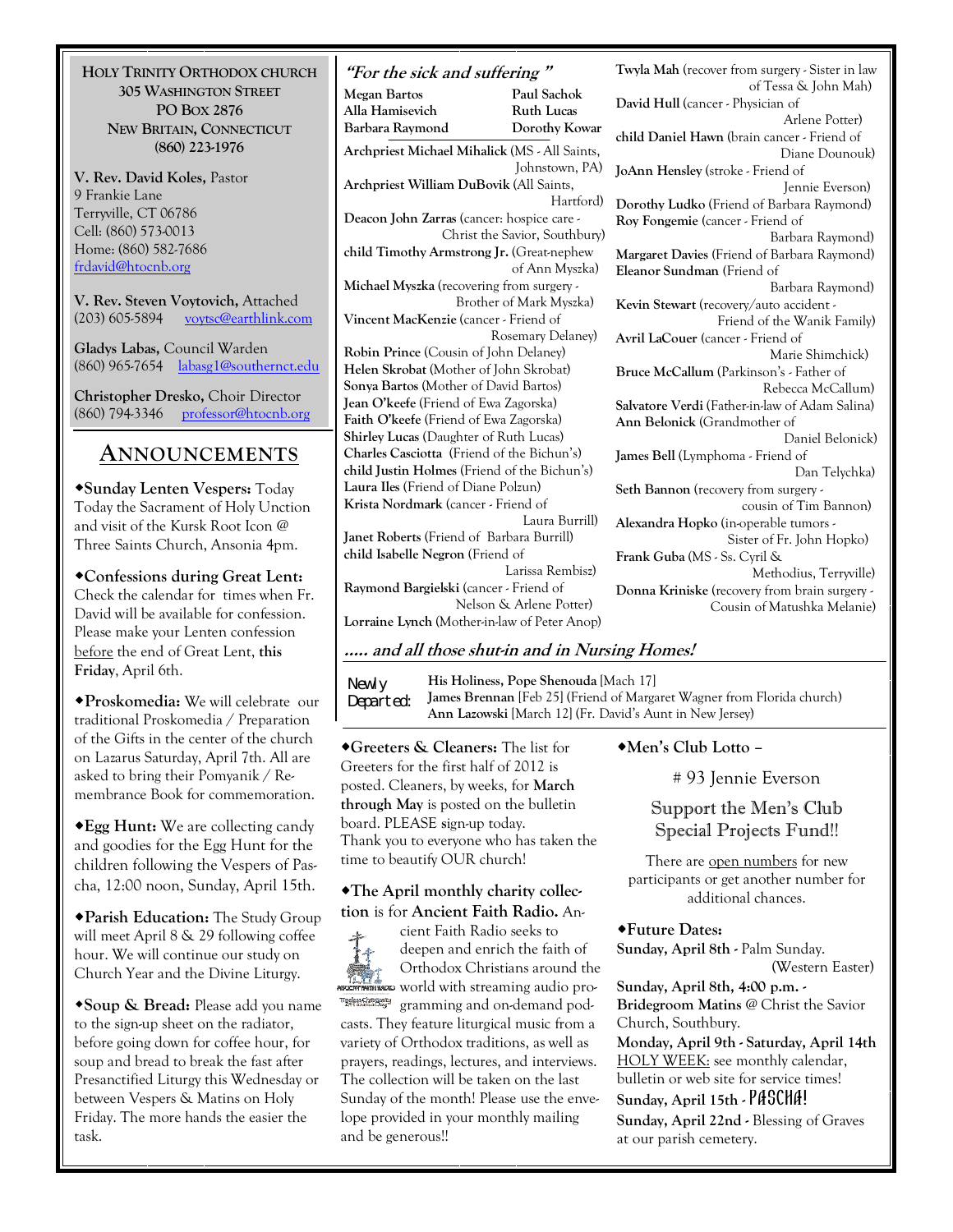**HOLY TRINITY ORTHODOX CHURCH**
**305 WASHINGTON STREET**
**PO BOX 2876**
**NEW BRITAIN, CONNECTICUT**
**(860) 223-1976**

**V. Rev. David Koles,** Pastor
9 Frankie Lane
Terryville, CT 06786
Cell: (860) 573-0013
Home: (860) 582-7686
frdavid@htocnb.org

**V. Rev. Steven Voytovich,** Attached
(203) 605-5894 voytsc@earthlink.com

**Gladys Labas,** Council Warden
(860) 965-7654 labasg1@southernct.edu

**Christopher Dresko,** Choir Director
(860) 794-3346 professor@htocnb.org

## ANNOUNCEMENTS

◆**Sunday Lenten Vespers:** Today Today the Sacrament of Holy Unction and visit of the Kursk Root Icon @ Three Saints Church, Ansonia 4pm.

◆**Confessions during Great Lent:** Check the calendar for times when Fr. David will be available for confession. Please make your Lenten confession before the end of Great Lent, **this Friday**, April 6th.

◆**Proskomedia:** We will celebrate our traditional Proskomedia / Preparation of the Gifts in the center of the church on Lazarus Saturday, April 7th. All are asked to bring their Pomyanik / Remembrance Book for commemoration.

◆**Egg Hunt:** We are collecting candy and goodies for the Egg Hunt for the children following the Vespers of Pascha, 12:00 noon, Sunday, April 15th.

◆**Parish Education:** The Study Group will meet April 8 & 29 following coffee hour. We will continue our study on Church Year and the Divine Liturgy.

◆**Soup & Bread:** Please add you name to the sign-up sheet on the radiator, before going down for coffee hour, for soup and bread to break the fast after Presanctified Liturgy this Wednesday or between Vespers & Matins on Holy Friday. The more hands the easier the task.

### *"For the sick and suffering"*

**Megan Bartos**
**Alla Hamisevich**
**Barbara Raymond**
**Paul Sachok**
**Ruth Lucas**
**Dorothy Kowar**
**Archpriest Michael Mihalick** (MS - All Saints, Johnstown, PA)
**Archpriest William DuBovik** (All Saints, Hartford)
**Deacon John Zarras** (cancer: hospice care - Christ the Savior, Southbury)
**child Timothy Armstrong Jr.** (Great-nephew of Ann Myszka)
**Michael Myszka** (recovering from surgery - Brother of Mark Myszka)
**Vincent MacKenzie** (cancer - Friend of Rosemary Delaney)
**Robin Prince** (Cousin of John Delaney)
**Helen Skrobat** (Mother of John Skrobat)
**Sonya Bartos** (Mother of David Bartos)
**Jean O'keefe** (Friend of Ewa Zagorska)
**Faith O'keefe** (Friend of Ewa Zagorska)
**Shirley Lucas** (Daughter of Ruth Lucas)
**Charles Casciotta** (Friend of the Bichun's)
**child Justin Holmes** (Friend of the Bichun's)
**Laura Iles** (Friend of Diane Polzun)
**Krista Nordmark** (cancer - Friend of Laura Burrill)
**Janet Roberts** (Friend of Barbara Burrill)
**child Isabelle Negron** (Friend of Larissa Rembisz)
**Raymond Bargielski** (cancer - Friend of Nelson & Arlene Potter)
**Lorraine Lynch** (Mother-in-law of Peter Anop)
**Twyla Mah** (recover from surgery - Sister in law of Tessa & John Mah)
**David Hull** (cancer - Physician of Arlene Potter)
**child Daniel Hawn** (brain cancer - Friend of Diane Dounouk)
**JoAnn Hensley** (stroke - Friend of Jennie Everson)
**Dorothy Ludko** (Friend of Barbara Raymond)
**Roy Fongemie** (cancer - Friend of Barbara Raymond)
**Margaret Davies** (Friend of Barbara Raymond)
**Eleanor Sundman** (Friend of Barbara Raymond)
**Kevin Stewart** (recovery/auto accident - Friend of the Wanik Family)
**Avril LaCouer** (cancer - Friend of Marie Shimchick)
**Bruce McCallum** (Parkinson's - Father of Rebecca McCallum)
**Salvatore Verdi** (Father-in-law of Adam Salina)
**Ann Belonick** (Grandmother of Daniel Belonick)
**James Bell** (Lymphoma - Friend of Dan Telychka)
**Seth Bannon** (recovery from surgery - cousin of Tim Bannon)
**Alexandra Hopko** (in-operable tumors - Sister of Fr. John Hopko)
**Frank Guba** (MS - Ss. Cyril & Methodius, Terryville)
**Donna Kriniske** (recovery from brain surgery - Cousin of Matushka Melanie)

***..... and all those shut-in and in Nursing Homes!***

**Newly Departed:**
**His Holiness, Pope Shenouda** [Mach 17]
**James Brennan** [Feb 25] (Friend of Margaret Wagner from Florida church)
**Ann Lazowski** [March 12] (Fr. David's Aunt in New Jersey)

◆**Greeters & Cleaners:** The list for Greeters for the first half of 2012 is posted. Cleaners, by weeks, for **March through May** is posted on the bulletin board. PLEASE sign-up today.
Thank you to everyone who has taken the time to beautify OUR church!

◆**The April monthly charity collection** is for **Ancient Faith Radio.** Ancient Faith Radio seeks to deepen and enrich the faith of Orthodox Christians around the world with streaming audio programming and on-demand podcasts. They feature liturgical music from a variety of Orthodox traditions, as well as prayers, readings, lectures, and interviews. The collection will be taken on the last Sunday of the month! Please use the envelope provided in your monthly mailing and be generous!!

◆**Men's Club Lotto –**

# 93 Jennie Everson

Support the Men's Club Special Projects Fund!!

There are open numbers for new participants or get another number for additional chances.

◆**Future Dates:**

**Sunday, April 8th -** Palm Sunday. (Western Easter)
**Sunday, April 8th, 4:00 p.m. - Bridegroom Matins** @ Christ the Savior Church, Southbury.
**Monday, April 9th - Saturday, April 14th** HOLY WEEK: see monthly calendar, bulletin or web site for service times!
**Sunday, April 15th -** PASCHA!
**Sunday, April 22nd -** Blessing of Graves at our parish cemetery.